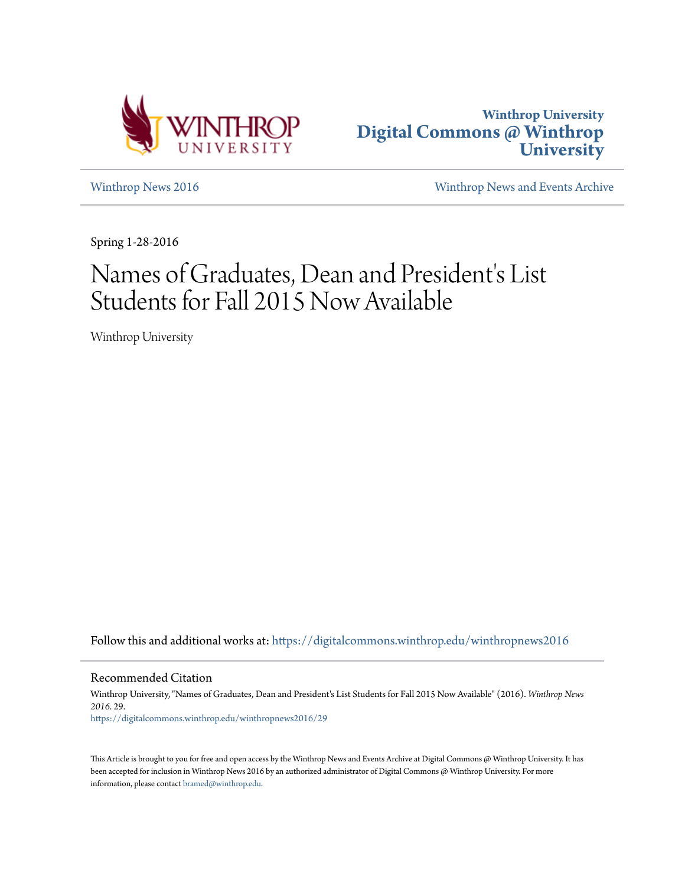Winthrop University
**Digital Commons @ Winthrop University**

Winthrop News 2016 | Winthrop News and Events Archive

Spring 1-28-2016

# Names of Graduates, Dean and President's List Students for Fall 2015 Now Available

Winthrop University

Follow this and additional works at: https://digitalcommons.winthrop.edu/winthropnews2016

## Recommended Citation

Winthrop University, "Names of Graduates, Dean and President's List Students for Fall 2015 Now Available" (2016). *Winthrop News 2016*. 29.
https://digitalcommons.winthrop.edu/winthropnews2016/29

This Article is brought to you for free and open access by the Winthrop News and Events Archive at Digital Commons @ Winthrop University. It has been accepted for inclusion in Winthrop News 2016 by an authorized administrator of Digital Commons @ Winthrop University. For more information, please contact bramed@winthrop.edu.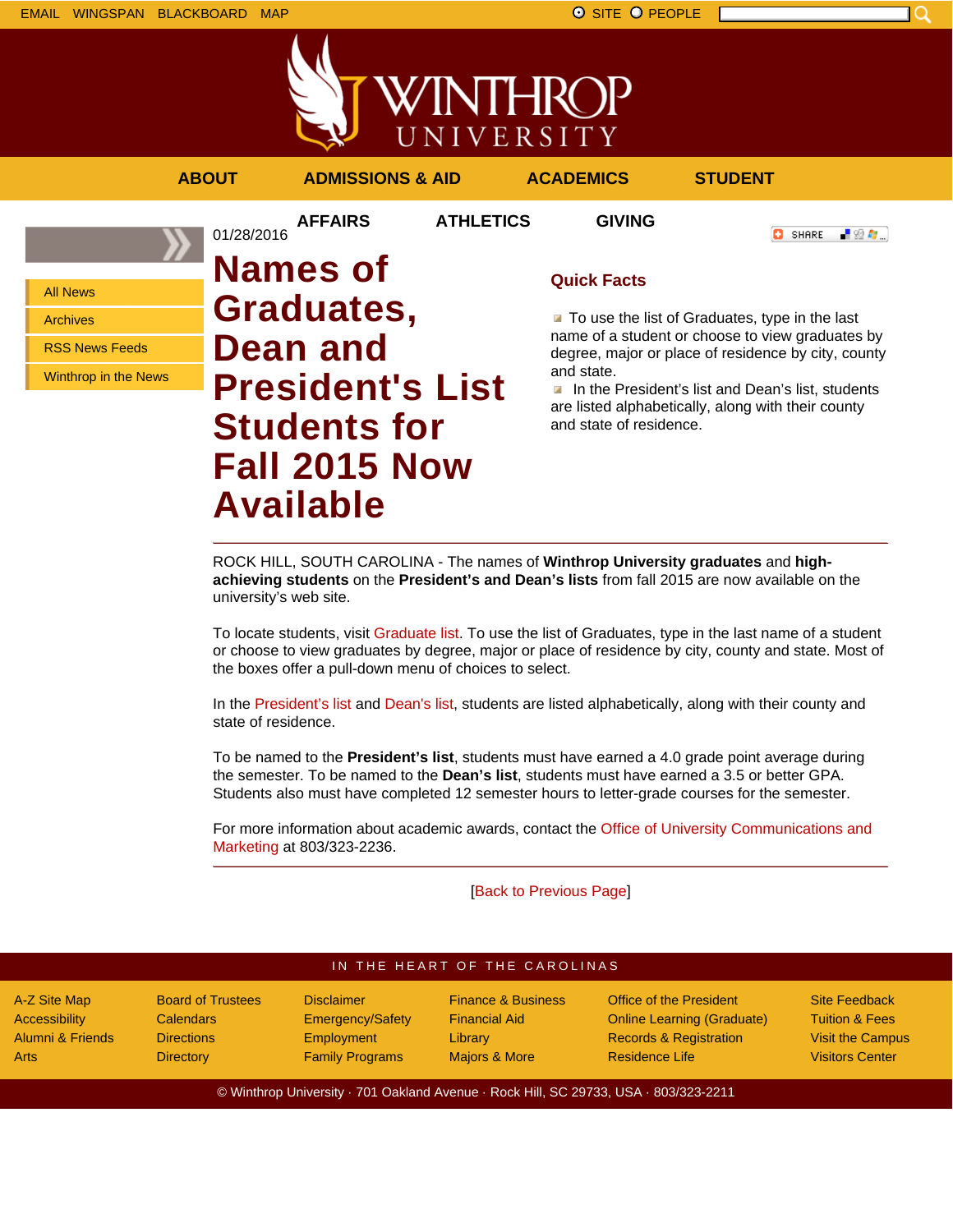EMAIL WINGSPAN BLACKBOARD MAP

SITE PEOPLE

WINTHROP UNIVERSITY

ABOUT ADMISSIONS & AID ACADEMICS STUDENT AFFAIRS ATHLETICS GIVING

- All News
- Archives
- RSS News Feeds
- Winthrop in the News

01/28/2016

# Names of Graduates, Dean and President's List Students for Fall 2015 Now Available

## Quick Facts

- To use the list of Graduates, type in the last name of a student or choose to view graduates by degree, major or place of residence by city, county and state.
- In the President's list and Dean's list, students are listed alphabetically, along with their county and state of residence.

---

ROCK HILL, SOUTH CAROLINA - The names of **Winthrop University graduates** and **high-achieving students** on the **President's and Dean's lists** from fall 2015 are now available on the university's web site.

To locate students, visit Graduate list. To use the list of Graduates, type in the last name of a student or choose to view graduates by degree, major or place of residence by city, county and state. Most of the boxes offer a pull-down menu of choices to select.

In the President's list and Dean's list, students are listed alphabetically, along with their county and state of residence.

To be named to the **President's list**, students must have earned a 4.0 grade point average during the semester. To be named to the **Dean's list**, students must have earned a 3.5 or better GPA. Students also must have completed 12 semester hours to letter-grade courses for the semester.

For more information about academic awards, contact the Office of University Communications and Marketing at 803/323-2236.

---

[Back to Previous Page]

IN THE HEART OF THE CAROLINAS

A-Z Site Map, Accessibility, Alumni & Friends, Arts, Board of Trustees, Calendars, Directions, Directory, Disclaimer, Emergency/Safety, Employment, Family Programs, Finance & Business, Financial Aid, Library, Majors & More, Office of the President, Online Learning (Graduate), Records & Registration, Residence Life, Site Feedback, Tuition & Fees, Visit the Campus, Visitors Center

© Winthrop University · 701 Oakland Avenue · Rock Hill, SC 29733, USA · 803/323-2211